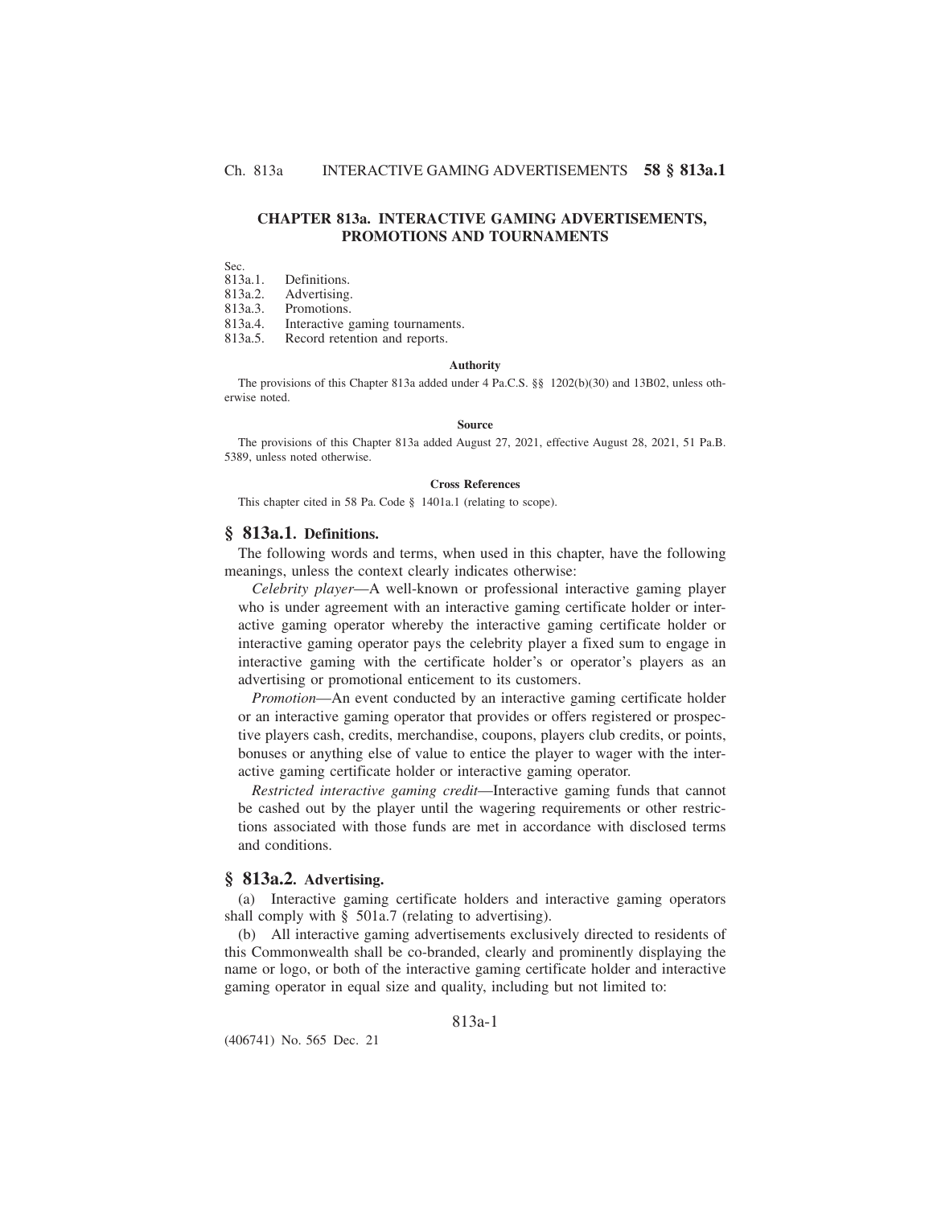# CHAPTER 813a. INTERACTIVE GAMING ADVERTISEMENTS, PROMOTIONS AND TOURNAMENTS

Sec.
813a.1. Definitions.
813a.2. Advertising.
813a.3. Promotions.
813a.4. Interactive gaming tournaments.
813a.5. Record retention and reports.

**Authority**

The provisions of this Chapter 813a added under 4 Pa.C.S. §§ 1202(b)(30) and 13B02, unless otherwise noted.

**Source**

The provisions of this Chapter 813a added August 27, 2021, effective August 28, 2021, 51 Pa.B. 5389, unless noted otherwise.

**Cross References**

This chapter cited in 58 Pa. Code § 1401a.1 (relating to scope).

## § 813a.1. Definitions.

The following words and terms, when used in this chapter, have the following meanings, unless the context clearly indicates otherwise:

*Celebrity player*—A well-known or professional interactive gaming player who is under agreement with an interactive gaming certificate holder or interactive gaming operator whereby the interactive gaming certificate holder or interactive gaming operator pays the celebrity player a fixed sum to engage in interactive gaming with the certificate holder's or operator's players as an advertising or promotional enticement to its customers.

*Promotion*—An event conducted by an interactive gaming certificate holder or an interactive gaming operator that provides or offers registered or prospective players cash, credits, merchandise, coupons, players club credits, or points, bonuses or anything else of value to entice the player to wager with the interactive gaming certificate holder or interactive gaming operator.

*Restricted interactive gaming credit*—Interactive gaming funds that cannot be cashed out by the player until the wagering requirements or other restrictions associated with those funds are met in accordance with disclosed terms and conditions.

## § 813a.2. Advertising.

(a) Interactive gaming certificate holders and interactive gaming operators shall comply with § 501a.7 (relating to advertising).

(b) All interactive gaming advertisements exclusively directed to residents of this Commonwealth shall be co-branded, clearly and prominently displaying the name or logo, or both of the interactive gaming certificate holder and interactive gaming operator in equal size and quality, including but not limited to: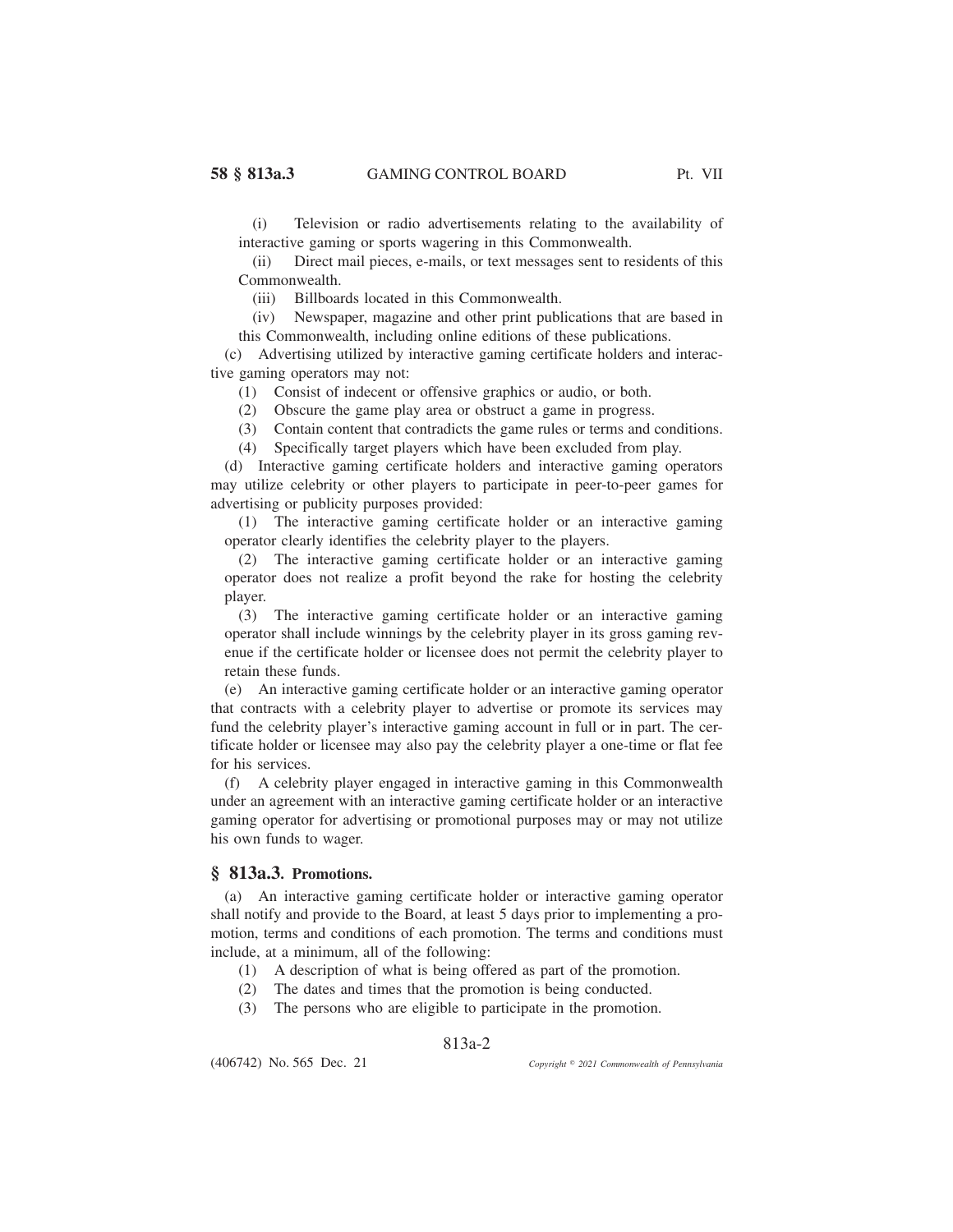(i) Television or radio advertisements relating to the availability of interactive gaming or sports wagering in this Commonwealth.

(ii) Direct mail pieces, e-mails, or text messages sent to residents of this Commonwealth.

(iii) Billboards located in this Commonwealth.

(iv) Newspaper, magazine and other print publications that are based in this Commonwealth, including online editions of these publications.

(c) Advertising utilized by interactive gaming certificate holders and interactive gaming operators may not:

(1) Consist of indecent or offensive graphics or audio, or both.

(2) Obscure the game play area or obstruct a game in progress.

(3) Contain content that contradicts the game rules or terms and conditions.

(4) Specifically target players which have been excluded from play.

(d) Interactive gaming certificate holders and interactive gaming operators may utilize celebrity or other players to participate in peer-to-peer games for advertising or publicity purposes provided:

(1) The interactive gaming certificate holder or an interactive gaming operator clearly identifies the celebrity player to the players.

(2) The interactive gaming certificate holder or an interactive gaming operator does not realize a profit beyond the rake for hosting the celebrity player.

(3) The interactive gaming certificate holder or an interactive gaming operator shall include winnings by the celebrity player in its gross gaming revenue if the certificate holder or licensee does not permit the celebrity player to retain these funds.

(e) An interactive gaming certificate holder or an interactive gaming operator that contracts with a celebrity player to advertise or promote its services may fund the celebrity player's interactive gaming account in full or in part. The certificate holder or licensee may also pay the celebrity player a one-time or flat fee for his services.

(f) A celebrity player engaged in interactive gaming in this Commonwealth under an agreement with an interactive gaming certificate holder or an interactive gaming operator for advertising or promotional purposes may or may not utilize his own funds to wager.

## § 813a.3. Promotions.

(a) An interactive gaming certificate holder or interactive gaming operator shall notify and provide to the Board, at least 5 days prior to implementing a promotion, terms and conditions of each promotion. The terms and conditions must include, at a minimum, all of the following:

(1) A description of what is being offered as part of the promotion.

(2) The dates and times that the promotion is being conducted.

(3) The persons who are eligible to participate in the promotion.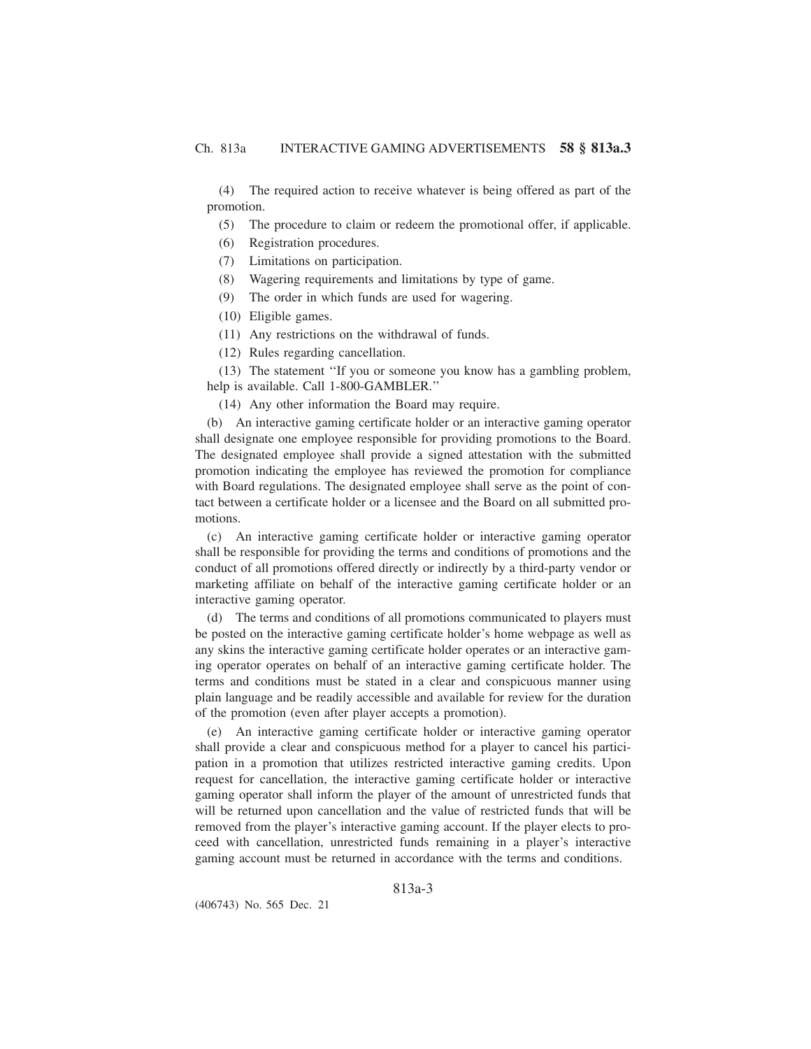(4) The required action to receive whatever is being offered as part of the promotion.

(5) The procedure to claim or redeem the promotional offer, if applicable.

(6) Registration procedures.

(7) Limitations on participation.

(8) Wagering requirements and limitations by type of game.

(9) The order in which funds are used for wagering.

(10) Eligible games.

(11) Any restrictions on the withdrawal of funds.

(12) Rules regarding cancellation.

(13) The statement ''If you or someone you know has a gambling problem, help is available. Call 1-800-GAMBLER.''

(14) Any other information the Board may require.

(b) An interactive gaming certificate holder or an interactive gaming operator shall designate one employee responsible for providing promotions to the Board. The designated employee shall provide a signed attestation with the submitted promotion indicating the employee has reviewed the promotion for compliance with Board regulations. The designated employee shall serve as the point of contact between a certificate holder or a licensee and the Board on all submitted promotions.

(c) An interactive gaming certificate holder or interactive gaming operator shall be responsible for providing the terms and conditions of promotions and the conduct of all promotions offered directly or indirectly by a third-party vendor or marketing affiliate on behalf of the interactive gaming certificate holder or an interactive gaming operator.

(d) The terms and conditions of all promotions communicated to players must be posted on the interactive gaming certificate holder's home webpage as well as any skins the interactive gaming certificate holder operates or an interactive gaming operator operates on behalf of an interactive gaming certificate holder. The terms and conditions must be stated in a clear and conspicuous manner using plain language and be readily accessible and available for review for the duration of the promotion (even after player accepts a promotion).

(e) An interactive gaming certificate holder or interactive gaming operator shall provide a clear and conspicuous method for a player to cancel his participation in a promotion that utilizes restricted interactive gaming credits. Upon request for cancellation, the interactive gaming certificate holder or interactive gaming operator shall inform the player of the amount of unrestricted funds that will be returned upon cancellation and the value of restricted funds that will be removed from the player's interactive gaming account. If the player elects to proceed with cancellation, unrestricted funds remaining in a player's interactive gaming account must be returned in accordance with the terms and conditions.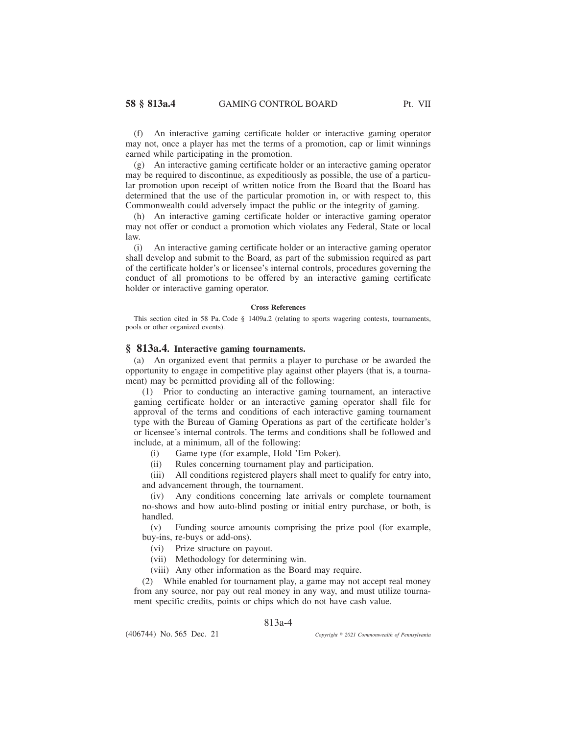(f) An interactive gaming certificate holder or interactive gaming operator may not, once a player has met the terms of a promotion, cap or limit winnings earned while participating in the promotion.

(g) An interactive gaming certificate holder or an interactive gaming operator may be required to discontinue, as expeditiously as possible, the use of a particular promotion upon receipt of written notice from the Board that the Board has determined that the use of the particular promotion in, or with respect to, this Commonwealth could adversely impact the public or the integrity of gaming.

(h) An interactive gaming certificate holder or interactive gaming operator may not offer or conduct a promotion which violates any Federal, State or local law.

(i) An interactive gaming certificate holder or an interactive gaming operator shall develop and submit to the Board, as part of the submission required as part of the certificate holder's or licensee's internal controls, procedures governing the conduct of all promotions to be offered by an interactive gaming certificate holder or interactive gaming operator.

**Cross References**

This section cited in 58 Pa. Code § 1409a.2 (relating to sports wagering contests, tournaments, pools or other organized events).

## § 813a.4. Interactive gaming tournaments.

(a) An organized event that permits a player to purchase or be awarded the opportunity to engage in competitive play against other players (that is, a tournament) may be permitted providing all of the following:

(1) Prior to conducting an interactive gaming tournament, an interactive gaming certificate holder or an interactive gaming operator shall file for approval of the terms and conditions of each interactive gaming tournament type with the Bureau of Gaming Operations as part of the certificate holder's or licensee's internal controls. The terms and conditions shall be followed and include, at a minimum, all of the following:

(i) Game type (for example, Hold 'Em Poker).

(ii) Rules concerning tournament play and participation.

(iii) All conditions registered players shall meet to qualify for entry into, and advancement through, the tournament.

(iv) Any conditions concerning late arrivals or complete tournament no-shows and how auto-blind posting or initial entry purchase, or both, is handled.

(v) Funding source amounts comprising the prize pool (for example, buy-ins, re-buys or add-ons).

(vi) Prize structure on payout.

(vii) Methodology for determining win.

(viii) Any other information as the Board may require.

(2) While enabled for tournament play, a game may not accept real money from any source, nor pay out real money in any way, and must utilize tournament specific credits, points or chips which do not have cash value.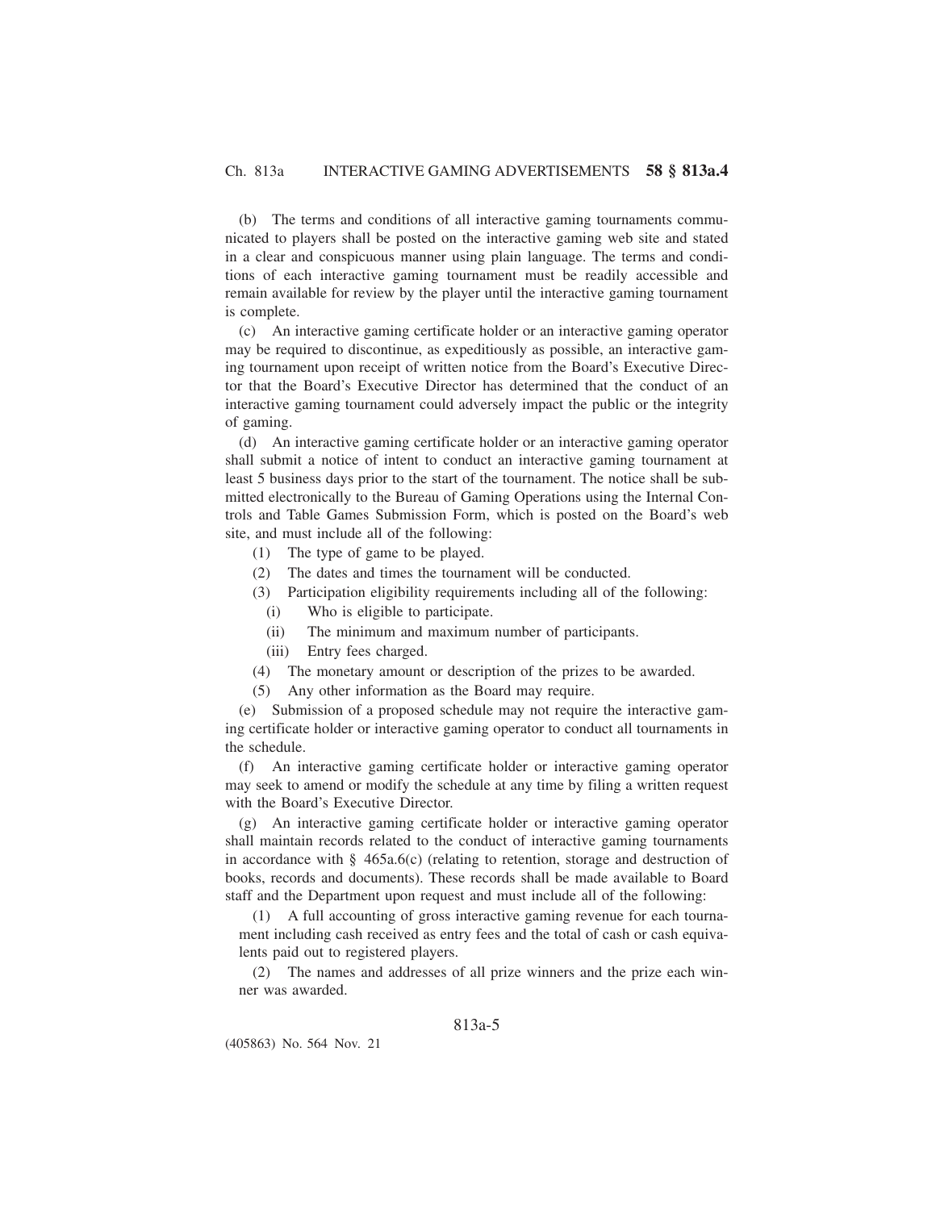(b) The terms and conditions of all interactive gaming tournaments communicated to players shall be posted on the interactive gaming web site and stated in a clear and conspicuous manner using plain language. The terms and conditions of each interactive gaming tournament must be readily accessible and remain available for review by the player until the interactive gaming tournament is complete.

(c) An interactive gaming certificate holder or an interactive gaming operator may be required to discontinue, as expeditiously as possible, an interactive gaming tournament upon receipt of written notice from the Board's Executive Director that the Board's Executive Director has determined that the conduct of an interactive gaming tournament could adversely impact the public or the integrity of gaming.

(d) An interactive gaming certificate holder or an interactive gaming operator shall submit a notice of intent to conduct an interactive gaming tournament at least 5 business days prior to the start of the tournament. The notice shall be submitted electronically to the Bureau of Gaming Operations using the Internal Controls and Table Games Submission Form, which is posted on the Board's web site, and must include all of the following:

(1) The type of game to be played.

(2) The dates and times the tournament will be conducted.

(3) Participation eligibility requirements including all of the following:

(i) Who is eligible to participate.

(ii) The minimum and maximum number of participants.

(iii) Entry fees charged.

(4) The monetary amount or description of the prizes to be awarded.

(5) Any other information as the Board may require.

(e) Submission of a proposed schedule may not require the interactive gaming certificate holder or interactive gaming operator to conduct all tournaments in the schedule.

(f) An interactive gaming certificate holder or interactive gaming operator may seek to amend or modify the schedule at any time by filing a written request with the Board's Executive Director.

(g) An interactive gaming certificate holder or interactive gaming operator shall maintain records related to the conduct of interactive gaming tournaments in accordance with § 465a.6(c) (relating to retention, storage and destruction of books, records and documents). These records shall be made available to Board staff and the Department upon request and must include all of the following:

(1) A full accounting of gross interactive gaming revenue for each tournament including cash received as entry fees and the total of cash or cash equivalents paid out to registered players.

(2) The names and addresses of all prize winners and the prize each winner was awarded.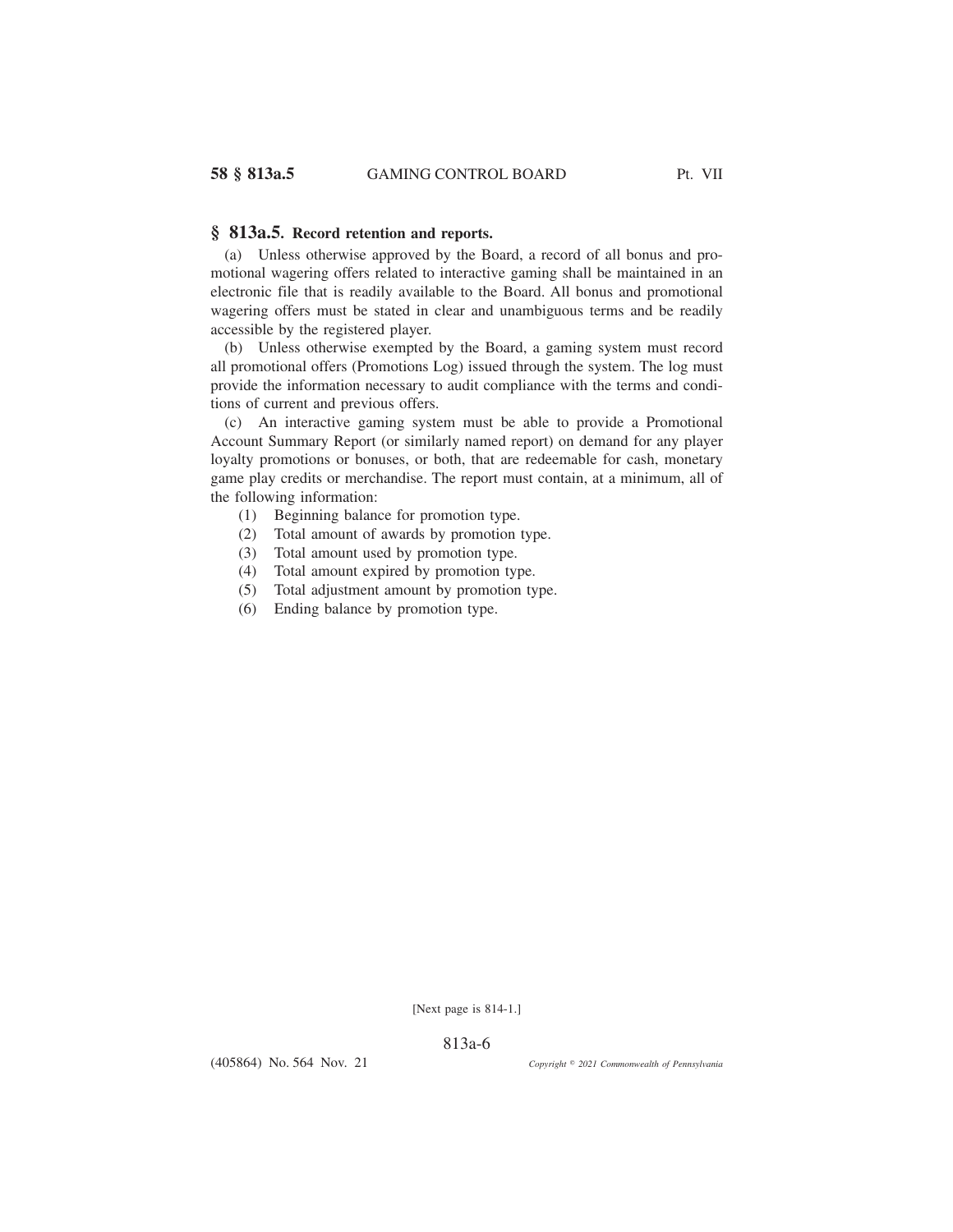## § 813a.5. Record retention and reports.

(a) Unless otherwise approved by the Board, a record of all bonus and promotional wagering offers related to interactive gaming shall be maintained in an electronic file that is readily available to the Board. All bonus and promotional wagering offers must be stated in clear and unambiguous terms and be readily accessible by the registered player.

(b) Unless otherwise exempted by the Board, a gaming system must record all promotional offers (Promotions Log) issued through the system. The log must provide the information necessary to audit compliance with the terms and conditions of current and previous offers.

(c) An interactive gaming system must be able to provide a Promotional Account Summary Report (or similarly named report) on demand for any player loyalty promotions or bonuses, or both, that are redeemable for cash, monetary game play credits or merchandise. The report must contain, at a minimum, all of the following information:

(1) Beginning balance for promotion type.

(2) Total amount of awards by promotion type.

(3) Total amount used by promotion type.

(4) Total amount expired by promotion type.

(5) Total adjustment amount by promotion type.

(6) Ending balance by promotion type.

[Next page is 814-1.]